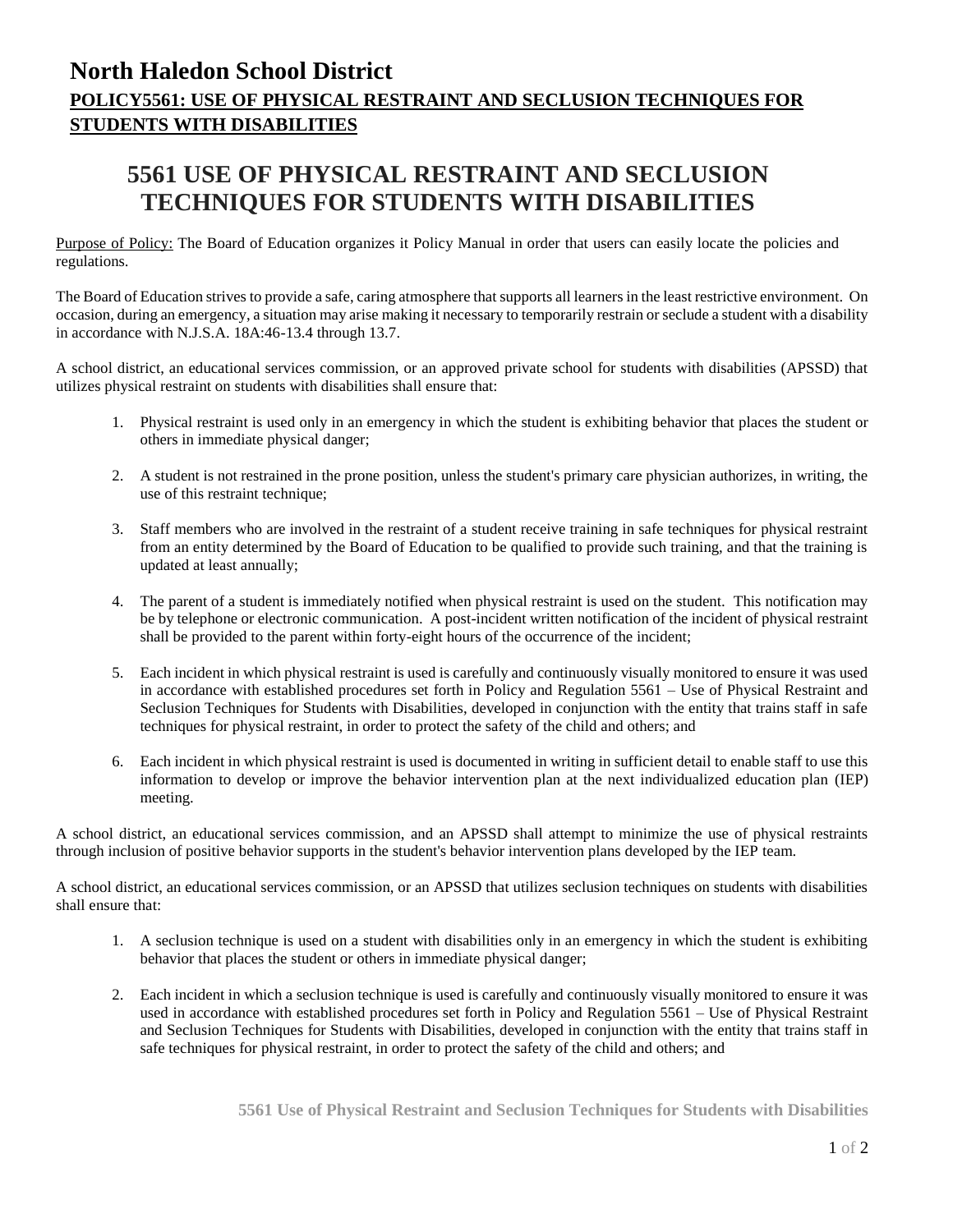# North Haledon School District

## POLICY5561: USE OF PHYSICAL RESTRAINT AND SECLUSION TECHNIQUES FOR STUDENTS WITH DISABILITIES

# 5561 USE OF PHYSICAL RESTRAINT AND SECLUSION TECHNIQUES FOR STUDENTS WITH DISABILITIES

Purpose of Policy: The Board of Education organizes it Policy Manual in order that users can easily locate the policies and regulations.

The Board of Education strives to provide a safe, caring atmosphere that supports all learners in the least restrictive environment. On occasion, during an emergency, a situation may arise making it necessary to temporarily restrain or seclude a student with a disability in accordance with N.J.S.A. 18A:46-13.4 through 13.7.

A school district, an educational services commission, or an approved private school for students with disabilities (APSSD) that utilizes physical restraint on students with disabilities shall ensure that:

1. Physical restraint is used only in an emergency in which the student is exhibiting behavior that places the student or others in immediate physical danger;

2. A student is not restrained in the prone position, unless the student's primary care physician authorizes, in writing, the use of this restraint technique;

3. Staff members who are involved in the restraint of a student receive training in safe techniques for physical restraint from an entity determined by the Board of Education to be qualified to provide such training, and that the training is updated at least annually;

4. The parent of a student is immediately notified when physical restraint is used on the student. This notification may be by telephone or electronic communication. A post-incident written notification of the incident of physical restraint shall be provided to the parent within forty-eight hours of the occurrence of the incident;

5. Each incident in which physical restraint is used is carefully and continuously visually monitored to ensure it was used in accordance with established procedures set forth in Policy and Regulation 5561 – Use of Physical Restraint and Seclusion Techniques for Students with Disabilities, developed in conjunction with the entity that trains staff in safe techniques for physical restraint, in order to protect the safety of the child and others; and

6. Each incident in which physical restraint is used is documented in writing in sufficient detail to enable staff to use this information to develop or improve the behavior intervention plan at the next individualized education plan (IEP) meeting.

A school district, an educational services commission, and an APSSD shall attempt to minimize the use of physical restraints through inclusion of positive behavior supports in the student's behavior intervention plans developed by the IEP team.

A school district, an educational services commission, or an APSSD that utilizes seclusion techniques on students with disabilities shall ensure that:

1. A seclusion technique is used on a student with disabilities only in an emergency in which the student is exhibiting behavior that places the student or others in immediate physical danger;

2. Each incident in which a seclusion technique is used is carefully and continuously visually monitored to ensure it was used in accordance with established procedures set forth in Policy and Regulation 5561 – Use of Physical Restraint and Seclusion Techniques for Students with Disabilities, developed in conjunction with the entity that trains staff in safe techniques for physical restraint, in order to protect the safety of the child and others; and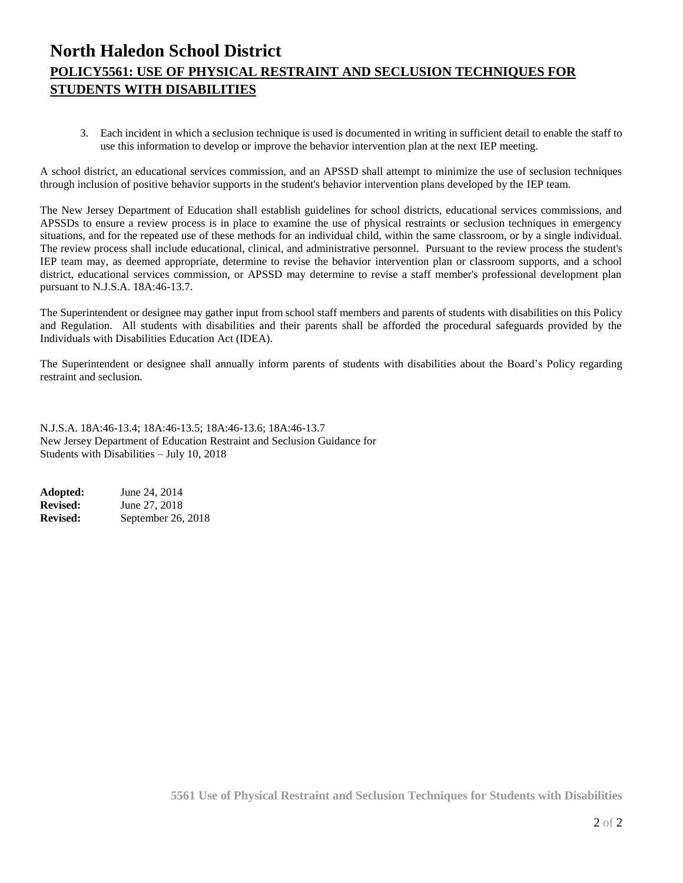3. Each incident in which a seclusion technique is used is documented in writing in sufficient detail to enable the staff to use this information to develop or improve the behavior intervention plan at the next IEP meeting.

A school district, an educational services commission, and an APSSD shall attempt to minimize the use of seclusion techniques through inclusion of positive behavior supports in the student's behavior intervention plans developed by the IEP team.

The New Jersey Department of Education shall establish guidelines for school districts, educational services commissions, and APSSDs to ensure a review process is in place to examine the use of physical restraints or seclusion techniques in emergency situations, and for the repeated use of these methods for an individual child, within the same classroom, or by a single individual. The review process shall include educational, clinical, and administrative personnel. Pursuant to the review process the student's IEP team may, as deemed appropriate, determine to revise the behavior intervention plan or classroom supports, and a school district, educational services commission, or APSSD may determine to revise a staff member's professional development plan pursuant to N.J.S.A. 18A:46-13.7.

The Superintendent or designee may gather input from school staff members and parents of students with disabilities on this Policy and Regulation. All students with disabilities and their parents shall be afforded the procedural safeguards provided by the Individuals with Disabilities Education Act (IDEA).

The Superintendent or designee shall annually inform parents of students with disabilities about the Board's Policy regarding restraint and seclusion.

N.J.S.A. 18A:46-13.4; 18A:46-13.5; 18A:46-13.6; 18A:46-13.7
New Jersey Department of Education Restraint and Seclusion Guidance for Students with Disabilities – July 10, 2018

**Adopted:** June 24, 2014
**Revised:** June 27, 2018
**Revised:** September 26, 2018